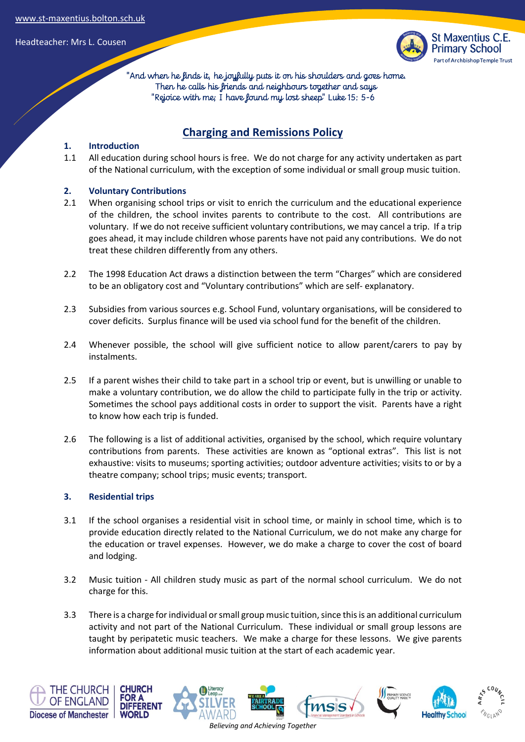"And when he finds it, he joyfully puts it on his shoulders and goes home.
Then he calls his friends and neighbours together and says
"Rejoice with me; I have found my lost sheep" Luke 15: 5-6

# Charging and Remissions Policy

## 1. Introduction

1.1 All education during school hours is free. We do not charge for any activity undertaken as part of the National curriculum, with the exception of some individual or small group music tuition.

## 2. Voluntary Contributions

2.1 When organising school trips or visit to enrich the curriculum and the educational experience of the children, the school invites parents to contribute to the cost. All contributions are voluntary. If we do not receive sufficient voluntary contributions, we may cancel a trip. If a trip goes ahead, it may include children whose parents have not paid any contributions. We do not treat these children differently from any others.

2.2 The 1998 Education Act draws a distinction between the term "Charges" which are considered to be an obligatory cost and "Voluntary contributions" which are self- explanatory.

2.3 Subsidies from various sources e.g. School Fund, voluntary organisations, will be considered to cover deficits. Surplus finance will be used via school fund for the benefit of the children.

2.4 Whenever possible, the school will give sufficient notice to allow parent/carers to pay by instalments.

2.5 If a parent wishes their child to take part in a school trip or event, but is unwilling or unable to make a voluntary contribution, we do allow the child to participate fully in the trip or activity. Sometimes the school pays additional costs in order to support the visit. Parents have a right to know how each trip is funded.

2.6 The following is a list of additional activities, organised by the school, which require voluntary contributions from parents. These activities are known as "optional extras". This list is not exhaustive: visits to museums; sporting activities; outdoor adventure activities; visits to or by a theatre company; school trips; music events; transport.

## 3. Residential trips

3.1 If the school organises a residential visit in school time, or mainly in school time, which is to provide education directly related to the National Curriculum, we do not make any charge for the education or travel expenses. However, we do make a charge to cover the cost of board and lodging.

3.2 Music tuition - All children study music as part of the normal school curriculum. We do not charge for this.

3.3 There is a charge for individual or small group music tuition, since this is an additional curriculum activity and not part of the National Curriculum. These individual or small group lessons are taught by peripatetic music teachers. We make a charge for these lessons. We give parents information about additional music tuition at the start of each academic year.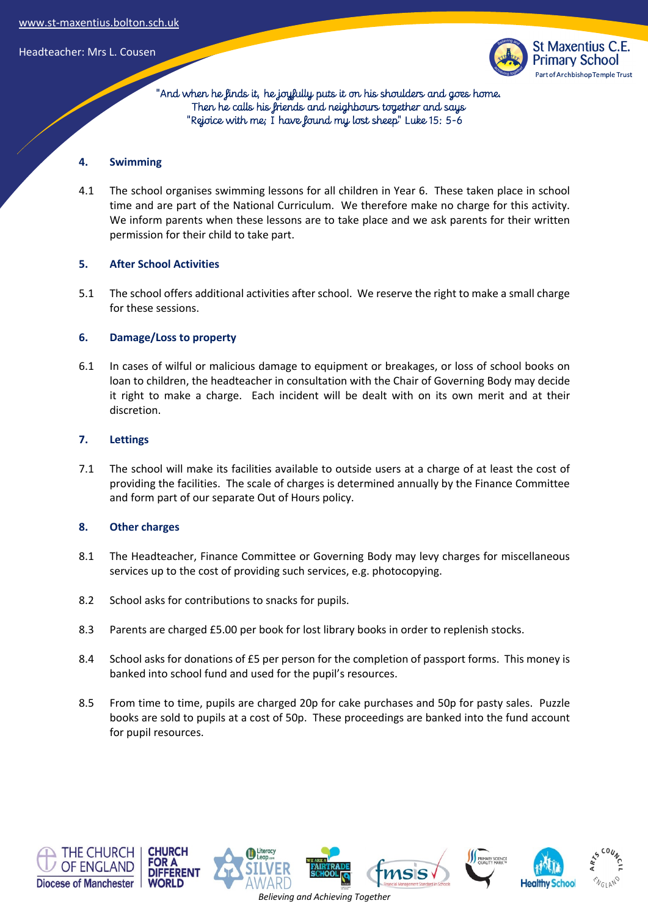## 4. Swimming

4.1 The school organises swimming lessons for all children in Year 6. These taken place in school time and are part of the National Curriculum. We therefore make no charge for this activity. We inform parents when these lessons are to take place and we ask parents for their written permission for their child to take part.

## 5. After School Activities

5.1 The school offers additional activities after school. We reserve the right to make a small charge for these sessions.

## 6. Damage/Loss to property

6.1 In cases of wilful or malicious damage to equipment or breakages, or loss of school books on loan to children, the headteacher in consultation with the Chair of Governing Body may decide it right to make a charge. Each incident will be dealt with on its own merit and at their discretion.

## 7. Lettings

7.1 The school will make its facilities available to outside users at a charge of at least the cost of providing the facilities. The scale of charges is determined annually by the Finance Committee and form part of our separate Out of Hours policy.

## 8. Other charges

8.1 The Headteacher, Finance Committee or Governing Body may levy charges for miscellaneous services up to the cost of providing such services, e.g. photocopying.

8.2 School asks for contributions to snacks for pupils.

8.3 Parents are charged £5.00 per book for lost library books in order to replenish stocks.

8.4 School asks for donations of £5 per person for the completion of passport forms. This money is banked into school fund and used for the pupil's resources.

8.5 From time to time, pupils are charged 20p for cake purchases and 50p for pasty sales. Puzzle books are sold to pupils at a cost of 50p. These proceedings are banked into the fund account for pupil resources.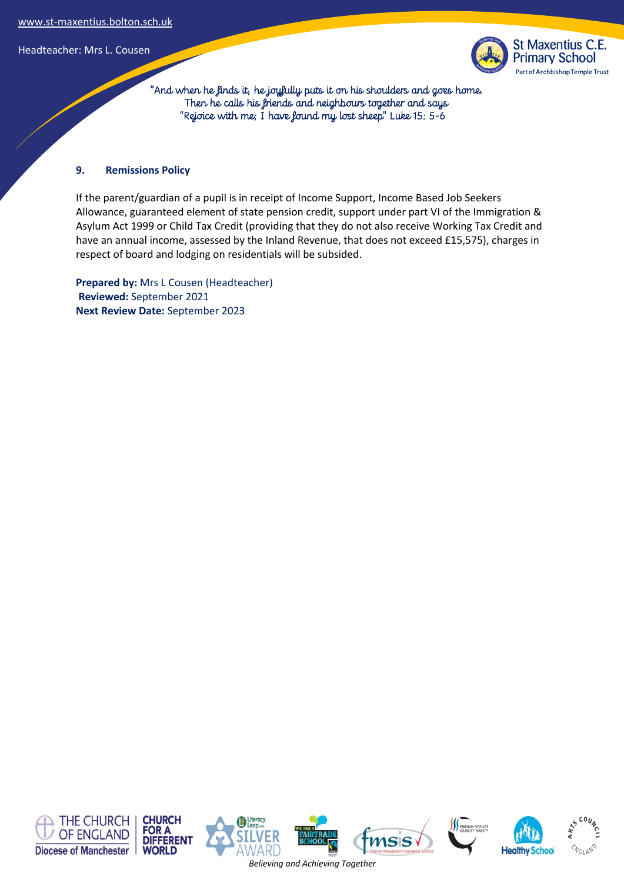## 9. Remissions Policy

If the parent/guardian of a pupil is in receipt of Income Support, Income Based Job Seekers Allowance, guaranteed element of state pension credit, support under part VI of the Immigration & Asylum Act 1999 or Child Tax Credit (providing that they do not also receive Working Tax Credit and have an annual income, assessed by the Inland Revenue, that does not exceed £15,575), charges in respect of board and lodging on residentials will be subsided.

**Prepared by:** Mrs L Cousen (Headteacher)
**Reviewed:** September 2021
**Next Review Date:** September 2023